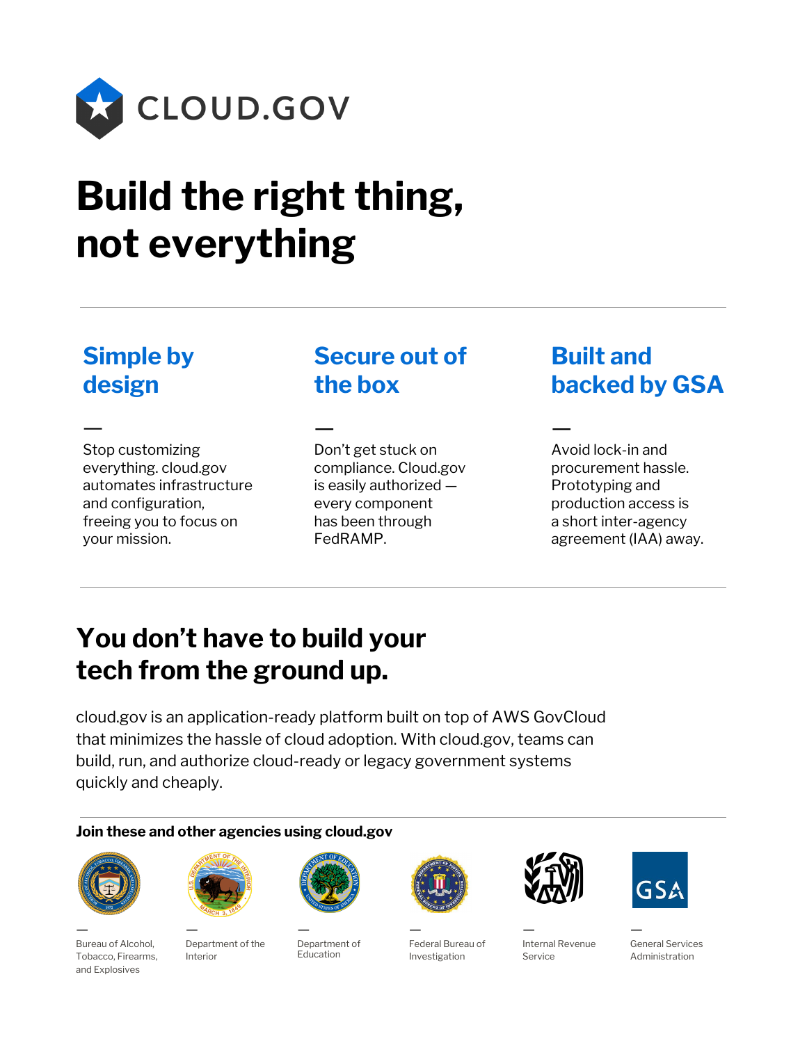CLOUD.GOV

# Build the right thing, not everything

## Simple by design

—

Stop customizing everything. cloud.gov automates infrastructure and configuration, freeing you to focus on your mission.

## Secure out of the box

—

Don't get stuck on compliance. Cloud.gov is easily authorized — every component has been through FedRAMP.

## Built and backed by GSA

—

Avoid lock-in and procurement hassle. Prototyping and production access is a short inter-agency agreement (IAA) away.

## You don't have to build your tech from the ground up.

cloud.gov is an application-ready platform built on top of AWS GovCloud that minimizes the hassle of cloud adoption. With cloud.gov, teams can build, run, and authorize cloud-ready or legacy government systems quickly and cheaply.

**Join these and other agencies using cloud.gov**

— Bureau of Alcohol, Tobacco, Firearms, and Explosives

— Department of the Interior

— Department of Education

— Federal Bureau of Investigation

— Internal Revenue Service

— General Services Administration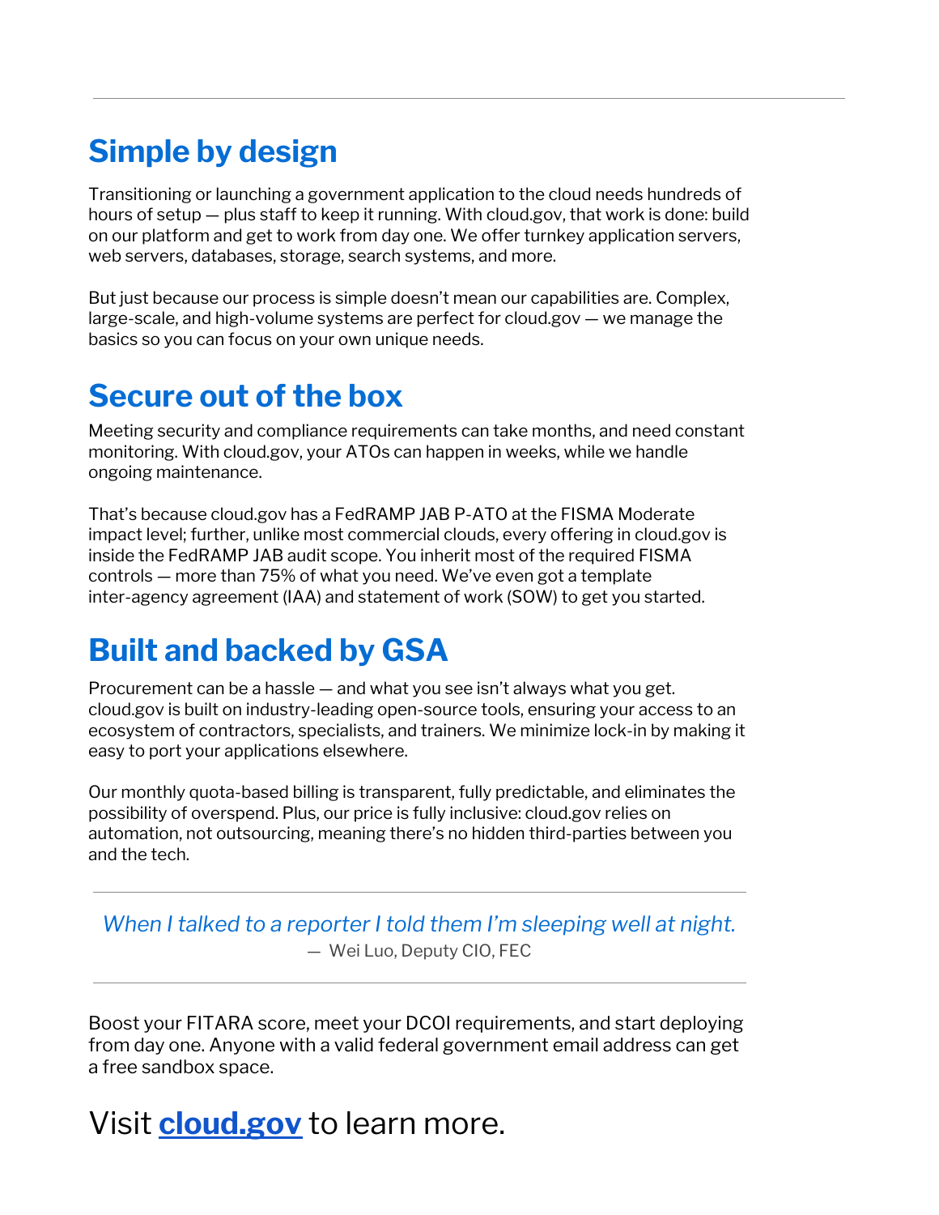---

## Simple by design

Transitioning or launching a government application to the cloud needs hundreds of hours of setup — plus staff to keep it running. With cloud.gov, that work is done: build on our platform and get to work from day one. We offer turnkey application servers, web servers, databases, storage, search systems, and more.

But just because our process is simple doesn't mean our capabilities are. Complex, large-scale, and high-volume systems are perfect for cloud.gov — we manage the basics so you can focus on your own unique needs.

## Secure out of the box

Meeting security and compliance requirements can take months, and need constant monitoring. With cloud.gov, your ATOs can happen in weeks, while we handle ongoing maintenance.

That's because cloud.gov has a FedRAMP JAB P-ATO at the FISMA Moderate impact level; further, unlike most commercial clouds, every offering in cloud.gov is inside the FedRAMP JAB audit scope. You inherit most of the required FISMA controls — more than 75% of what you need. We've even got a template inter-agency agreement (IAA) and statement of work (SOW) to get you started.

## Built and backed by GSA

Procurement can be a hassle — and what you see isn't always what you get. cloud.gov is built on industry-leading open-source tools, ensuring your access to an ecosystem of contractors, specialists, and trainers. We minimize lock-in by making it easy to port your applications elsewhere.

Our monthly quota-based billing is transparent, fully predictable, and eliminates the possibility of overspend. Plus, our price is fully inclusive: cloud.gov relies on automation, not outsourcing, meaning there's no hidden third-parties between you and the tech.

---

*When I talked to a reporter I told them I'm sleeping well at night.*

— Wei Luo, Deputy CIO, FEC

---

Boost your FITARA score, meet your DCOI requirements, and start deploying from day one. Anyone with a valid federal government email address can get a free sandbox space.

# Visit **cloud.gov** to learn more.